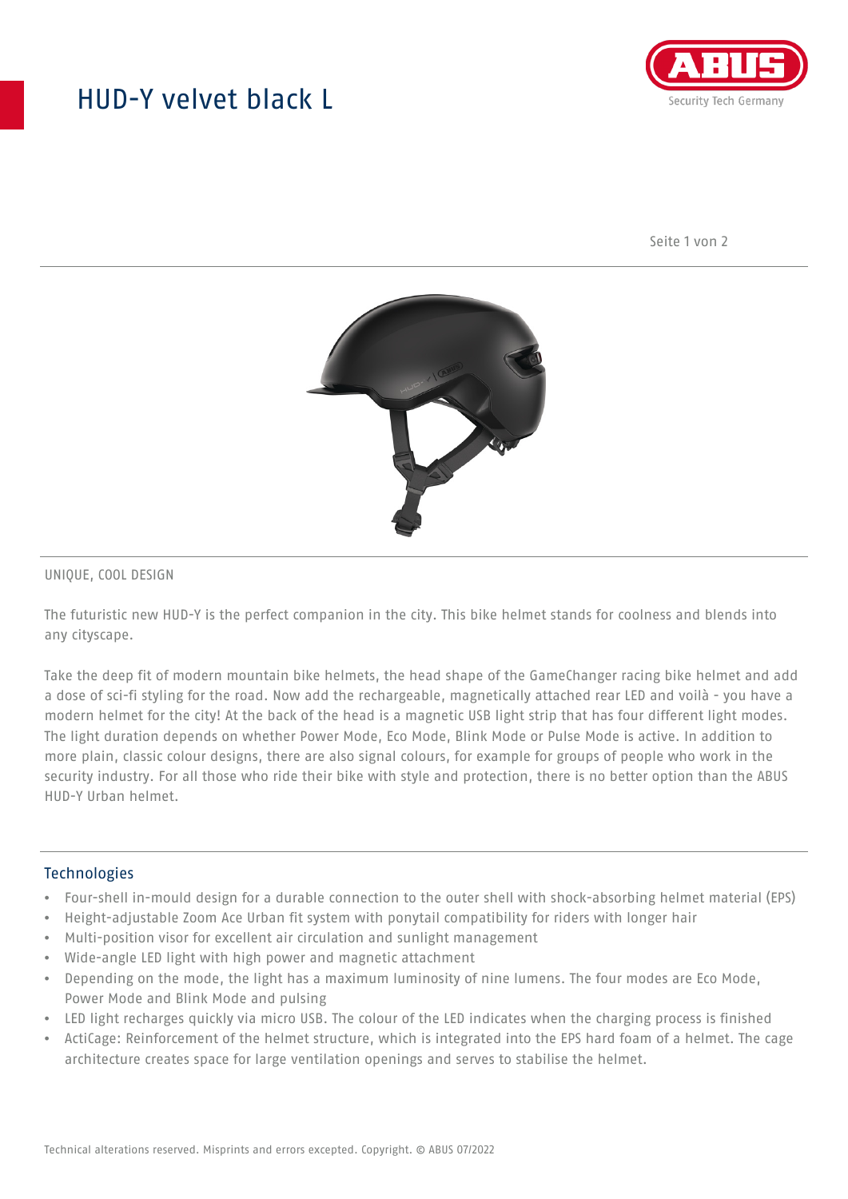# HUD-Y velvet black L

UNIQUE, COOL DESIGN

The futuristic new HUD-Y is the perfect companion in the city. This bike helmet stands for coolness and blends into any cityscape.

Take the deep fit of modern mountain bike helmets, the head shape of the GameChanger racing bike helmet and add a dose of sci-fi styling for the road. Now add the rechargeable, magnetically attached rear LED and voilà - you have a modern helmet for the city! At the back of the head is a magnetic USB light strip that has four different light modes. The light duration depends on whether Power Mode, Eco Mode, Blink Mode or Pulse Mode is active. In addition to more plain, classic colour designs, there are also signal colours, for example for groups of people who work in the security industry. For all those who ride their bike with style and protection, there is no better option than the ABUS HUD-Y Urban helmet.

## Technologies

- Four-shell in-mould design for a durable connection to the outer shell with shock-absorbing helmet material (EPS)
- Height-adjustable Zoom Ace Urban fit system with ponytail compatibility for riders with longer hair
- Multi-position visor for excellent air circulation and sunlight management
- Wide-angle LED light with high power and magnetic attachment
- Depending on the mode, the light has a maximum luminosity of nine lumens. The four modes are Eco Mode, Power Mode and Blink Mode and pulsing
- LED light recharges quickly via micro USB. The colour of the LED indicates when the charging process is finished
- ActiCage: Reinforcement of the helmet structure, which is integrated into the EPS hard foam of a helmet. The cage architecture creates space for large ventilation openings and serves to stabilise the helmet.

Technical alterations reserved. Misprints and errors excepted. Copyright. © ABUS 07/2022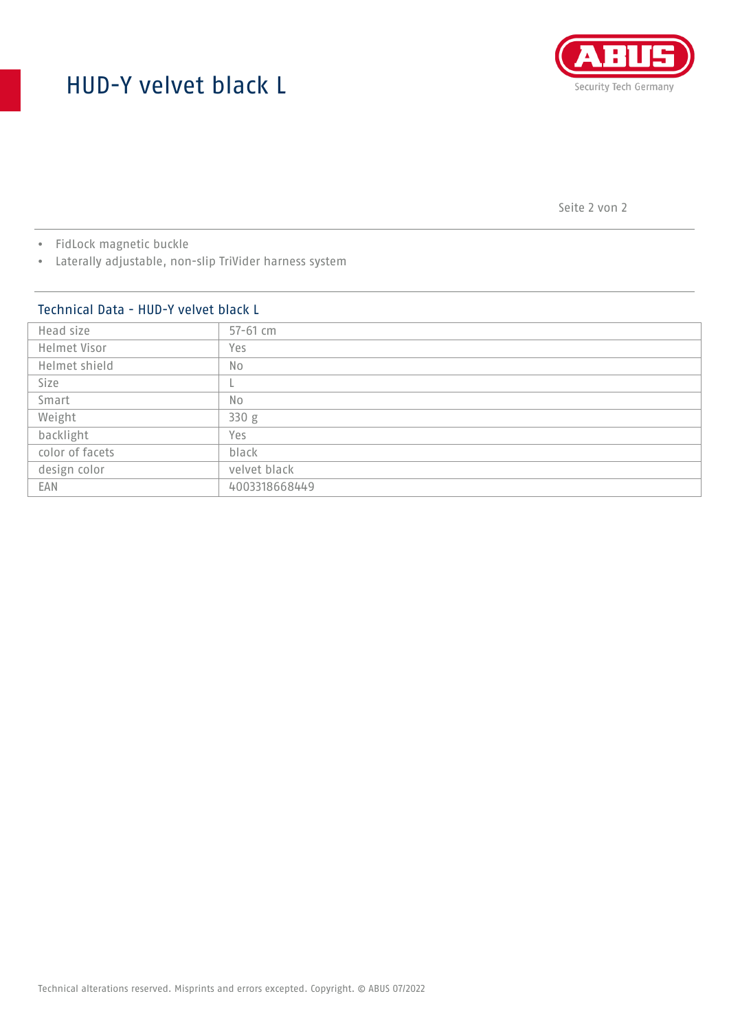- FidLock magnetic buckle
- Laterally adjustable, non-slip TriVider harness system

## Technical Data - HUD-Y velvet black L

| | |
|---|---|
| Head size | 57-61 cm |
| Helmet Visor | Yes |
| Helmet shield | No |
| Size | L |
| Smart | No |
| Weight | 330 g |
| backlight | Yes |
| color of facets | black |
| design color | velvet black |
| EAN | 4003318668449 |

Technical alterations reserved. Misprints and errors excepted. Copyright. © ABUS 07/2022